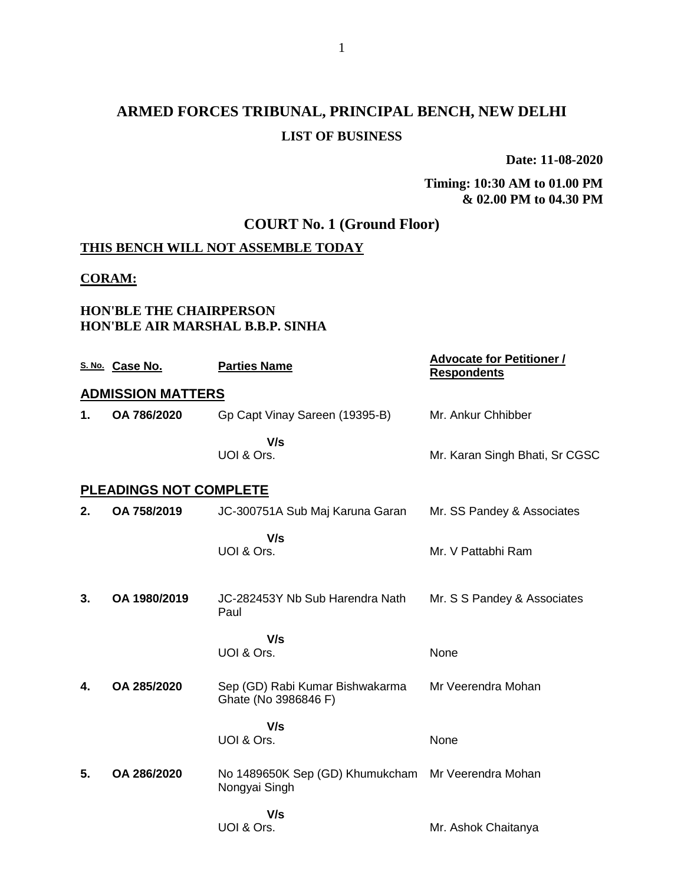# ARMED FORCES TRIBUNAL, PRINCIPAL BENCH, NEW DELHI

## LIST OF BUSINESS

**Date: 11-08-2020**

**Timing: 10:30 AM to 01.00 PM & 02.00 PM to 04.30 PM**

## COURT No. 1 (Ground Floor)

**THIS BENCH WILL NOT ASSEMBLE TODAY**

**CORAM:**

**HON'BLE THE CHAIRPERSON**
**HON'BLE AIR MARSHAL B.B.P. SINHA**

| S. No. | Case No. | Parties Name | Advocate for Petitioner / Respondents |
|---|---|---|---|
| **ADMISSION MATTERS** | | | |
| **1.** | **OA 786/2020** | Gp Capt Vinay Sareen (19395-B) | Mr. Ankur Chhibber |
| | | **V/s** UOI & Ors. | Mr. Karan Singh Bhati, Sr CGSC |
| **PLEADINGS NOT COMPLETE** | | | |
| **2.** | **OA 758/2019** | JC-300751A Sub Maj Karuna Garan | Mr. SS Pandey & Associates |
| | | **V/s** UOI & Ors. | Mr. V Pattabhi Ram |
| **3.** | **OA 1980/2019** | JC-282453Y Nb Sub Harendra Nath Paul | Mr. S S Pandey & Associates |
| | | **V/s** UOI & Ors. | None |
| **4.** | **OA 285/2020** | Sep (GD) Rabi Kumar Bishwakarma Ghate (No 3986846 F) | Mr Veerendra Mohan |
| | | **V/s** UOI & Ors. | None |
| **5.** | **OA 286/2020** | No 1489650K Sep (GD) Khumukcham Nongyai Singh | Mr Veerendra Mohan |
| | | **V/s** UOI & Ors. | Mr. Ashok Chaitanya |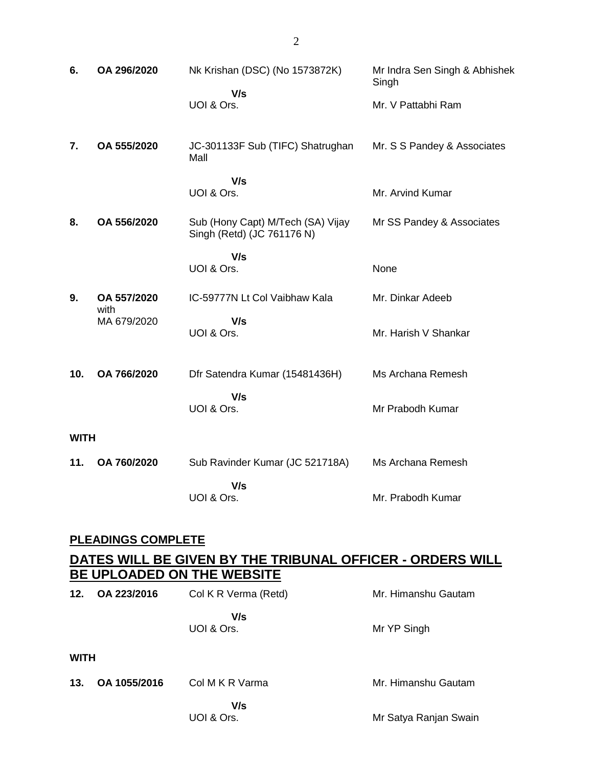| | | | |
|---|---|---|---|
| **6.** | **OA 296/2020** | Nk Krishan (DSC) (No 1573872K) | Mr Indra Sen Singh & Abhishek Singh |
| | | **V/s** | |
| | | UOI & Ors. | Mr. V Pattabhi Ram |
| **7.** | **OA 555/2020** | JC-301133F Sub (TIFC) Shatrughan Mall | Mr. S S Pandey & Associates |
| | | **V/s** | |
| | | UOI & Ors. | Mr. Arvind Kumar |
| **8.** | **OA 556/2020** | Sub (Hony Capt) M/Tech (SA) Vijay Singh (Retd) (JC 761176 N) | Mr SS Pandey & Associates |
| | | **V/s** | |
| | | UOI & Ors. | None |
| **9.** | **OA 557/2020** with MA 679/2020 | IC-59777N Lt Col Vaibhaw Kala | Mr. Dinkar Adeeb |
| | | **V/s** | |
| | | UOI & Ors. | Mr. Harish V Shankar |
| **10.** | **OA 766/2020** | Dfr Satendra Kumar (15481436H) | Ms Archana Remesh |
| | | **V/s** | |
| | | UOI & Ors. | Mr Prabodh Kumar |

**WITH**

| | | | |
|---|---|---|---|
| **11.** | **OA 760/2020** | Sub Ravinder Kumar (JC 521718A) | Ms Archana Remesh |
| | | **V/s** | |
| | | UOI & Ors. | Mr. Prabodh Kumar |

## PLEADINGS COMPLETE

## DATES WILL BE GIVEN BY THE TRIBUNAL OFFICER - ORDERS WILL BE UPLOADED ON THE WEBSITE

| | | | |
|---|---|---|---|
| **12.** | **OA 223/2016** | Col K R Verma (Retd) | Mr. Himanshu Gautam |
| | | **V/s** | |
| | | UOI & Ors. | Mr YP Singh |

**WITH**

| | | | |
|---|---|---|---|
| **13.** | **OA 1055/2016** | Col M K R Varma | Mr. Himanshu Gautam |
| | | **V/s** | |
| | | UOI & Ors. | Mr Satya Ranjan Swain |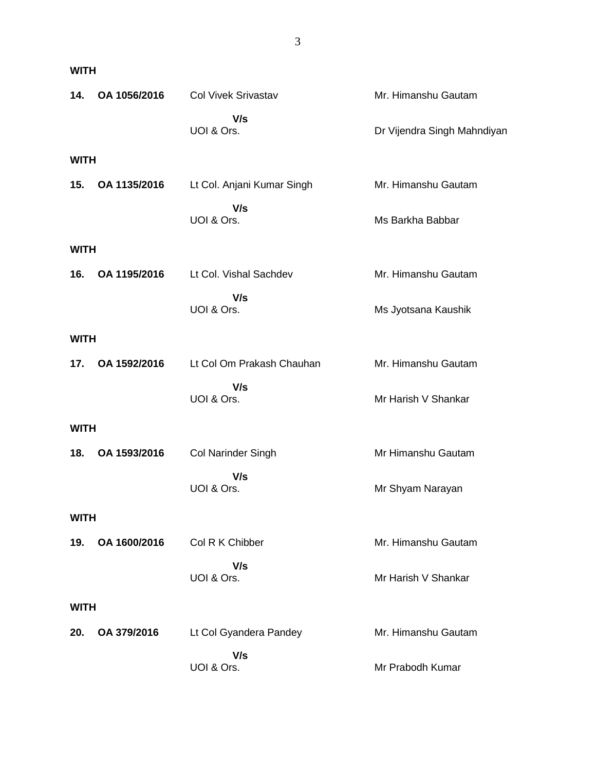**WITH**

**14.** **OA 1056/2016** Col Vivek Srivastav Mr. Himanshu Gautam

**V/s**

UOI & Ors. Dr Vijendra Singh Mahndiyan

**WITH**

**15.** **OA 1135/2016** Lt Col. Anjani Kumar Singh Mr. Himanshu Gautam

**V/s**

UOI & Ors. Ms Barkha Babbar

**WITH**

**16.** **OA 1195/2016** Lt Col. Vishal Sachdev Mr. Himanshu Gautam

**V/s**

UOI & Ors. Ms Jyotsana Kaushik

**WITH**

**17.** **OA 1592/2016** Lt Col Om Prakash Chauhan Mr. Himanshu Gautam

**V/s**

UOI & Ors. Mr Harish V Shankar

**WITH**

**18.** **OA 1593/2016** Col Narinder Singh Mr Himanshu Gautam

**V/s**

UOI & Ors. Mr Shyam Narayan

**WITH**

**19.** **OA 1600/2016** Col R K Chibber Mr. Himanshu Gautam

**V/s**

UOI & Ors. Mr Harish V Shankar

**WITH**

**20.** **OA 379/2016** Lt Col Gyandera Pandey Mr. Himanshu Gautam

**V/s**

UOI & Ors. Mr Prabodh Kumar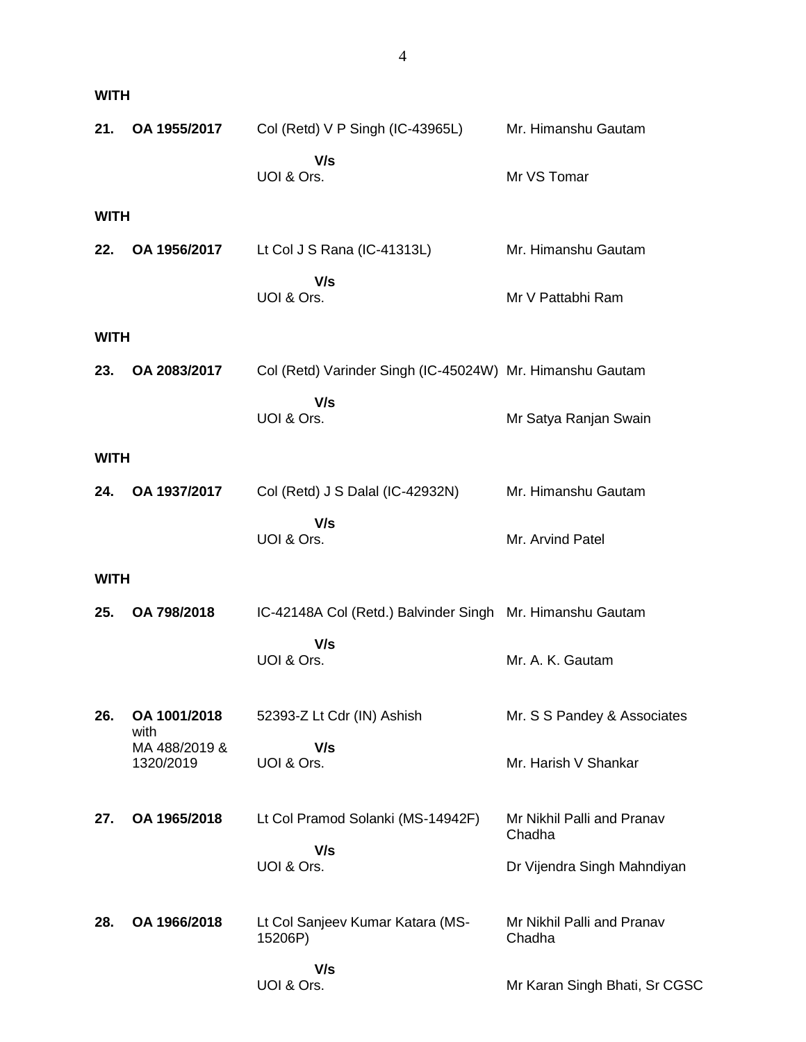**WITH**

| | | | |
|---|---|---|---|
| **21.** | **OA 1955/2017** | Col (Retd) V P Singh (IC-43965L) | Mr. Himanshu Gautam |
| | | **V/s** | |
| | | UOI & Ors. | Mr VS Tomar |

**WITH**

| | | | |
|---|---|---|---|
| **22.** | **OA 1956/2017** | Lt Col J S Rana (IC-41313L) | Mr. Himanshu Gautam |
| | | **V/s** | |
| | | UOI & Ors. | Mr V Pattabhi Ram |

**WITH**

| | | | |
|---|---|---|---|
| **23.** | **OA 2083/2017** | Col (Retd) Varinder Singh (IC-45024W) | Mr. Himanshu Gautam |
| | | **V/s** | |
| | | UOI & Ors. | Mr Satya Ranjan Swain |

**WITH**

| | | | |
|---|---|---|---|
| **24.** | **OA 1937/2017** | Col (Retd) J S Dalal (IC-42932N) | Mr. Himanshu Gautam |
| | | **V/s** | |
| | | UOI & Ors. | Mr. Arvind Patel |

**WITH**

| | | | |
|---|---|---|---|
| **25.** | **OA 798/2018** | IC-42148A Col (Retd.) Balvinder Singh | Mr. Himanshu Gautam |
| | | **V/s** | |
| | | UOI & Ors. | Mr. A. K. Gautam |
| **26.** | **OA 1001/2018** with MA 488/2019 & 1320/2019 | 52393-Z Lt Cdr (IN) Ashish | Mr. S S Pandey & Associates |
| | | **V/s** | |
| | | UOI & Ors. | Mr. Harish V Shankar |
| **27.** | **OA 1965/2018** | Lt Col Pramod Solanki (MS-14942F) | Mr Nikhil Palli and Pranav Chadha |
| | | **V/s** | |
| | | UOI & Ors. | Dr Vijendra Singh Mahndiyan |
| **28.** | **OA 1966/2018** | Lt Col Sanjeev Kumar Katara (MS-15206P) | Mr Nikhil Palli and Pranav Chadha |
| | | **V/s** | |
| | | UOI & Ors. | Mr Karan Singh Bhati, Sr CGSC |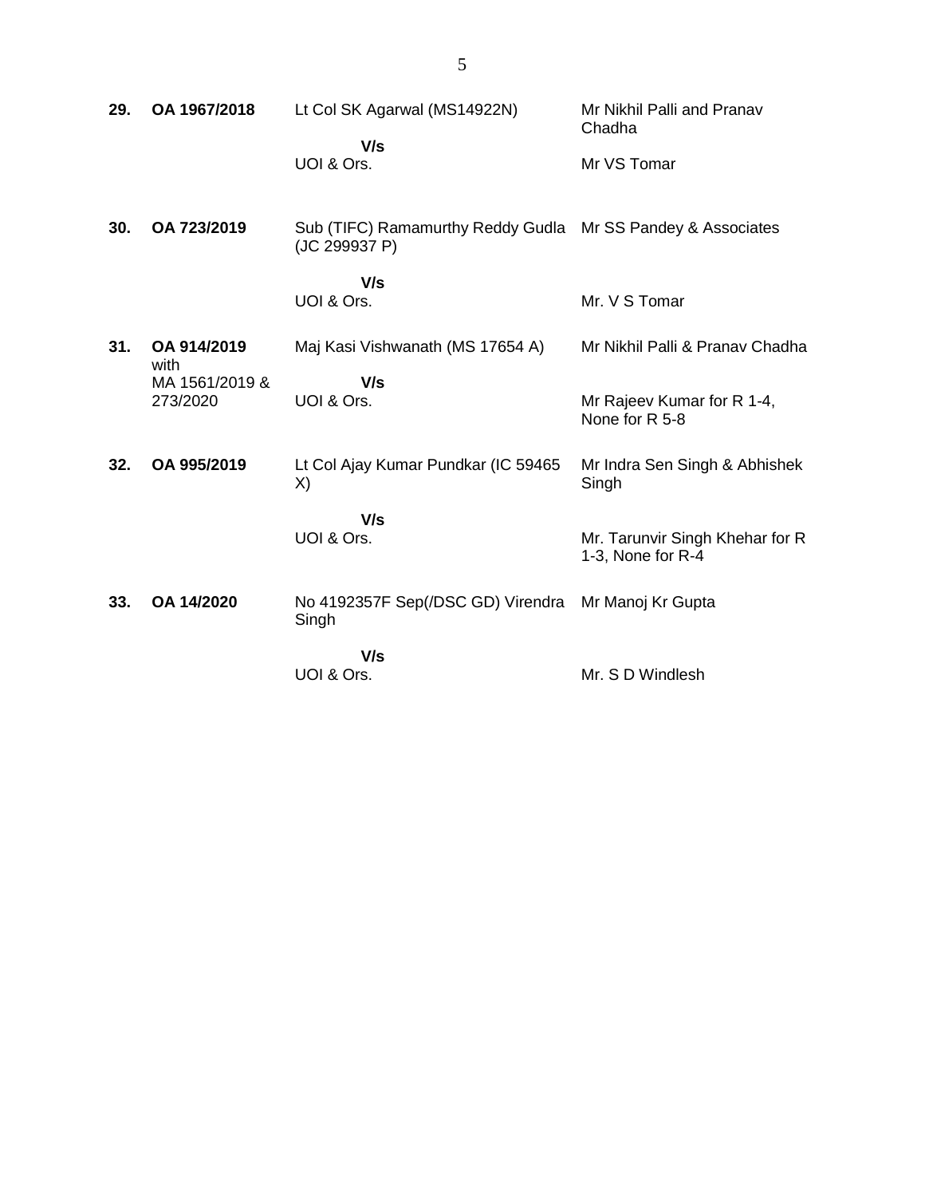| | | | |
|---|---|---|---|
| **29.** | **OA 1967/2018** | Lt Col SK Agarwal (MS14922N)<br><br>**V/s**<br>UOI & Ors. | Mr Nikhil Palli and Pranav Chadha<br><br>Mr VS Tomar |
| **30.** | **OA 723/2019** | Sub (TIFC) Ramamurthy Reddy Gudla (JC 299937 P)<br><br>**V/s**<br>UOI & Ors. | Mr SS Pandey & Associates<br><br>Mr. V S Tomar |
| **31.** | **OA 914/2019** with MA 1561/2019 & 273/2020 | Maj Kasi Vishwanath (MS 17654 A)<br><br>**V/s**<br>UOI & Ors. | Mr Nikhil Palli & Pranav Chadha<br><br>Mr Rajeev Kumar for R 1-4, None for R 5-8 |
| **32.** | **OA 995/2019** | Lt Col Ajay Kumar Pundkar (IC 59465 X)<br><br>**V/s**<br>UOI & Ors. | Mr Indra Sen Singh & Abhishek Singh<br><br>Mr. Tarunvir Singh Khehar for R 1-3, None for R-4 |
| **33.** | **OA 14/2020** | No 4192357F Sep(/DSC GD) Virendra Singh<br><br>**V/s**<br>UOI & Ors. | Mr Manoj Kr Gupta<br><br>Mr. S D Windlesh |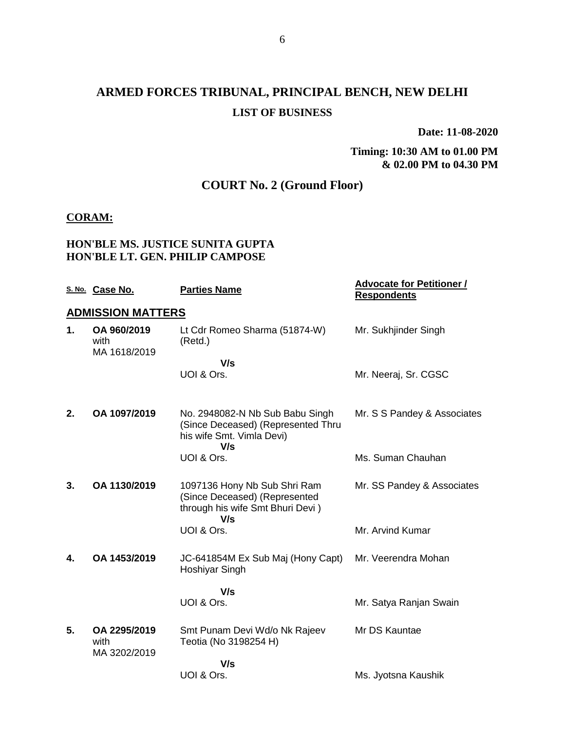# ARMED FORCES TRIBUNAL, PRINCIPAL BENCH, NEW DELHI

## LIST OF BUSINESS

**Date: 11-08-2020**

**Timing: 10:30 AM to 01.00 PM & 02.00 PM to 04.30 PM**

## COURT No. 2 (Ground Floor)

**CORAM:**

**HON'BLE MS. JUSTICE SUNITA GUPTA**
**HON'BLE LT. GEN. PHILIP CAMPOSE**

| S. No. | Case No. | Parties Name | Advocate for Petitioner / Respondents |
|---|---|---|---|
| **ADMISSION MATTERS** | | | |
| **1.** | **OA 960/2019** with MA 1618/2019 | Lt Cdr Romeo Sharma (51874-W) (Retd.) | Mr. Sukhjinder Singh |
| | | **V/s** UOI & Ors. | Mr. Neeraj, Sr. CGSC |
| **2.** | **OA 1097/2019** | No. 2948082-N Nb Sub Babu Singh (Since Deceased) (Represented Thru his wife Smt. Vimla Devi) | Mr. S S Pandey & Associates |
| | | **V/s** UOI & Ors. | Ms. Suman Chauhan |
| **3.** | **OA 1130/2019** | 1097136 Hony Nb Sub Shri Ram (Since Deceased) (Represented through his wife Smt Bhuri Devi ) | Mr. SS Pandey & Associates |
| | | **V/s** UOI & Ors. | Mr. Arvind Kumar |
| **4.** | **OA 1453/2019** | JC-641854M Ex Sub Maj (Hony Capt) Hoshiyar Singh | Mr. Veerendra Mohan |
| | | **V/s** UOI & Ors. | Mr. Satya Ranjan Swain |
| **5.** | **OA 2295/2019** with MA 3202/2019 | Smt Punam Devi Wd/o Nk Rajeev Teotia (No 3198254 H) | Mr DS Kauntae |
| | | **V/s** UOI & Ors. | Ms. Jyotsna Kaushik |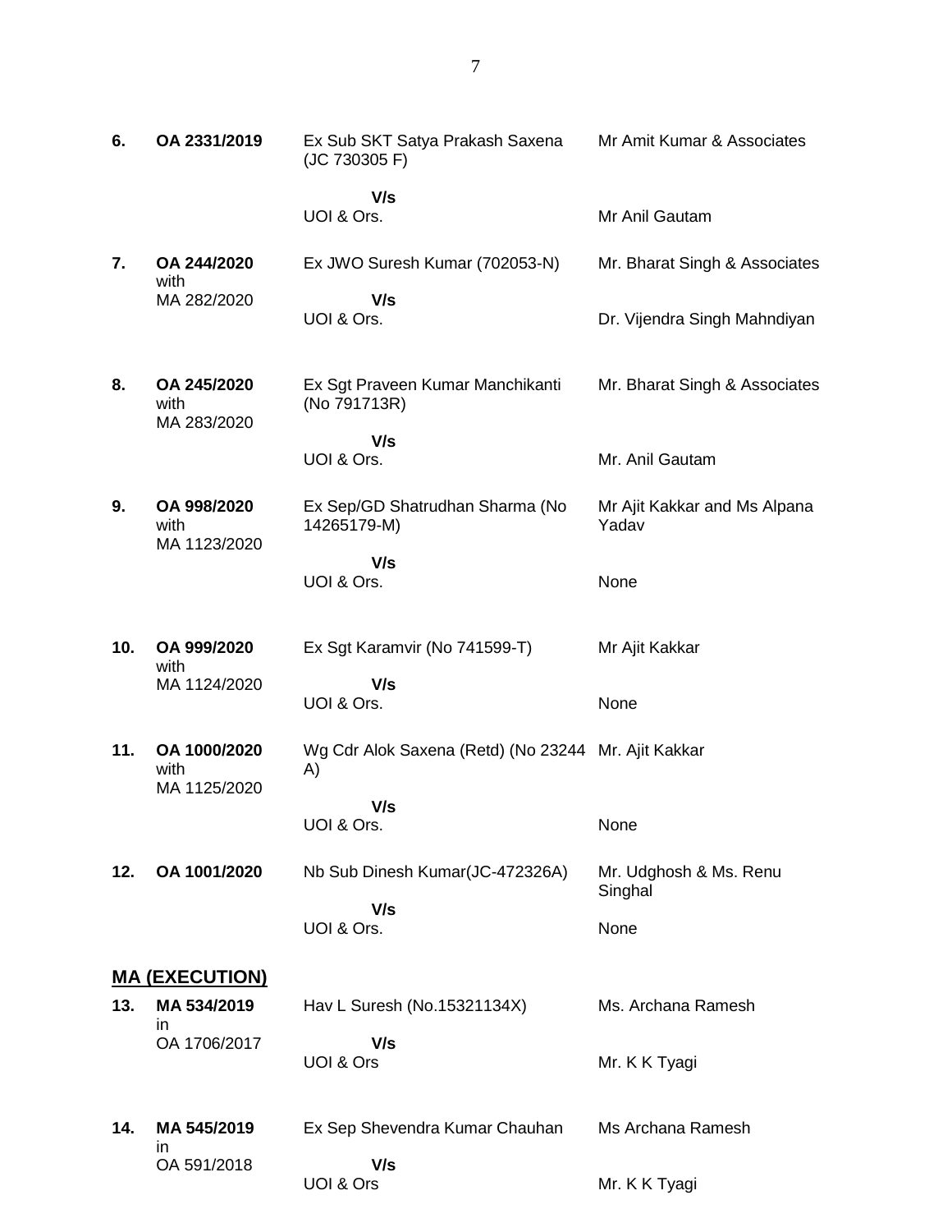| | | | |
|---|---|---|---|
| **6.** | **OA 2331/2019** | Ex Sub SKT Satya Prakash Saxena (JC 730305 F)<br><br>**V/s**<br>UOI & Ors. | Mr Amit Kumar & Associates<br><br>Mr Anil Gautam |
| **7.** | **OA 244/2020** with MA 282/2020 | Ex JWO Suresh Kumar (702053-N)<br><br>**V/s**<br>UOI & Ors. | Mr. Bharat Singh & Associates<br><br>Dr. Vijendra Singh Mahndiyan |
| **8.** | **OA 245/2020** with MA 283/2020 | Ex Sgt Praveen Kumar Manchikanti (No 791713R)<br><br>**V/s**<br>UOI & Ors. | Mr. Bharat Singh & Associates<br><br>Mr. Anil Gautam |
| **9.** | **OA 998/2020** with MA 1123/2020 | Ex Sep/GD Shatrudhan Sharma (No 14265179-M)<br><br>**V/s**<br>UOI & Ors. | Mr Ajit Kakkar and Ms Alpana Yadav<br><br>None |
| **10.** | **OA 999/2020** with MA 1124/2020 | Ex Sgt Karamvir (No 741599-T)<br><br>**V/s**<br>UOI & Ors. | Mr Ajit Kakkar<br><br>None |
| **11.** | **OA 1000/2020** with MA 1125/2020 | Wg Cdr Alok Saxena (Retd) (No 23244 A)<br><br>**V/s**<br>UOI & Ors. | Mr. Ajit Kakkar<br><br>None |
| **12.** | **OA 1001/2020** | Nb Sub Dinesh Kumar(JC-472326A)<br><br>**V/s**<br>UOI & Ors. | Mr. Udghosh & Ms. Renu Singhal<br><br>None |

## MA (EXECUTION)

| | | | |
|---|---|---|---|
| **13.** | **MA 534/2019** in OA 1706/2017 | Hav L Suresh (No.15321134X)<br><br>**V/s**<br>UOI & Ors | Ms. Archana Ramesh<br><br>Mr. K K Tyagi |
| **14.** | **MA 545/2019** in OA 591/2018 | Ex Sep Shevendra Kumar Chauhan<br><br>**V/s**<br>UOI & Ors | Ms Archana Ramesh<br><br>Mr. K K Tyagi |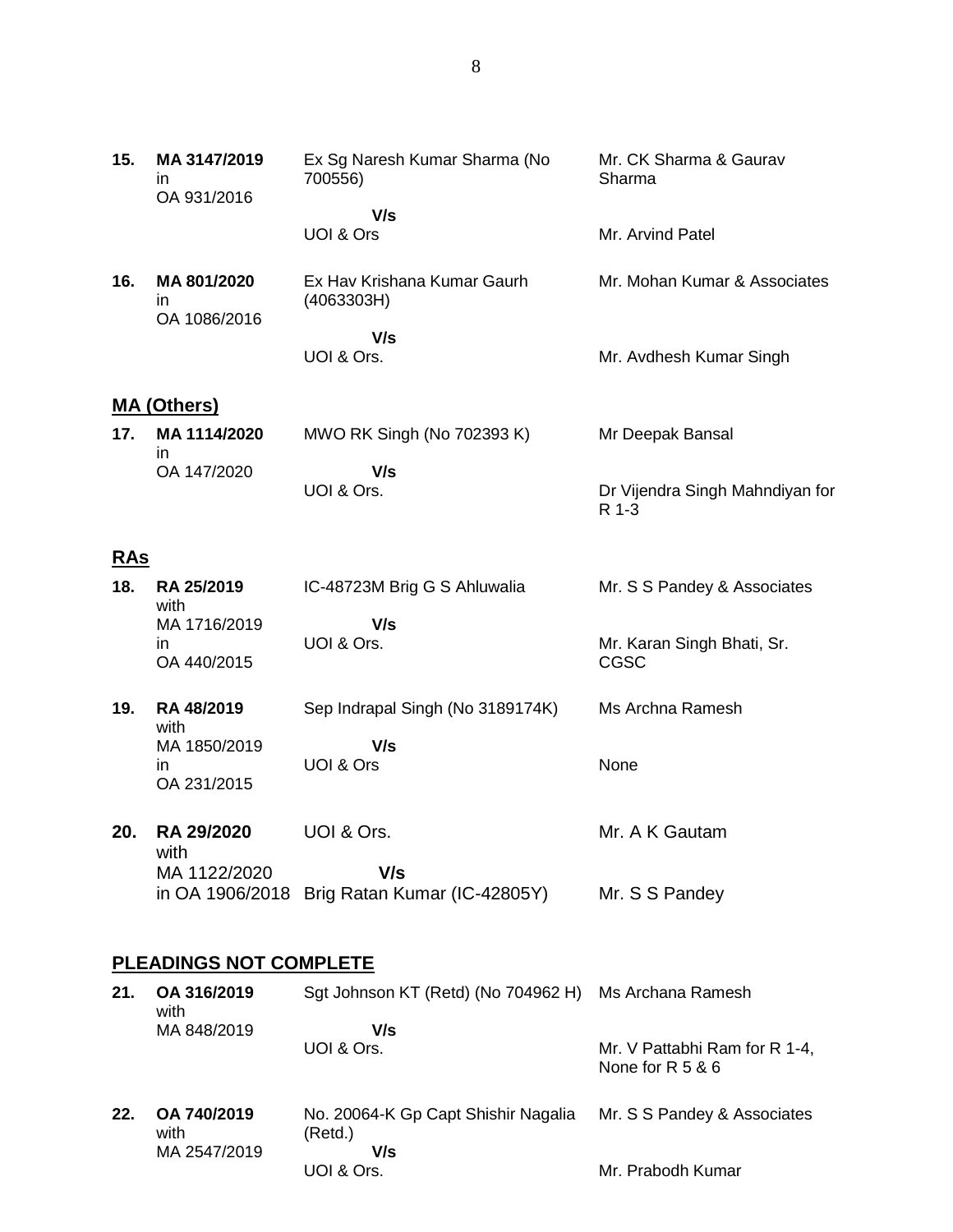| | | | |
|---|---|---|---|
| **15.** | **MA 3147/2019** in OA 931/2016 | Ex Sg Naresh Kumar Sharma (No 700556) **V/s** UOI & Ors | Mr. CK Sharma & Gaurav Sharma<br><br>Mr. Arvind Patel |
| **16.** | **MA 801/2020** in OA 1086/2016 | Ex Hav Krishana Kumar Gaurh (4063303H) **V/s** UOI & Ors. | Mr. Mohan Kumar & Associates<br><br>Mr. Avdhesh Kumar Singh |

## MA (Others)

| | | | |
|---|---|---|---|
| **17.** | **MA 1114/2020** in OA 147/2020 | MWO RK Singh (No 702393 K) **V/s** UOI & Ors. | Mr Deepak Bansal<br><br>Dr Vijendra Singh Mahndiyan for R 1-3 |

## RAs

| | | | |
|---|---|---|---|
| **18.** | **RA 25/2019** with MA 1716/2019 in OA 440/2015 | IC-48723M Brig G S Ahluwalia **V/s** UOI & Ors. | Mr. S S Pandey & Associates<br><br>Mr. Karan Singh Bhati, Sr. CGSC |
| **19.** | **RA 48/2019** with MA 1850/2019 in OA 231/2015 | Sep Indrapal Singh (No 3189174K) **V/s** UOI & Ors | Ms Archna Ramesh<br><br>None |
| **20.** | **RA 29/2020** with MA 1122/2020 in OA 1906/2018 | UOI & Ors. **V/s** Brig Ratan Kumar (IC-42805Y) | Mr. A K Gautam<br><br>Mr. S S Pandey |

## PLEADINGS NOT COMPLETE

| | | | |
|---|---|---|---|
| **21.** | **OA 316/2019** with MA 848/2019 | Sgt Johnson KT (Retd) (No 704962 H) **V/s** UOI & Ors. | Ms Archana Ramesh<br><br>Mr. V Pattabhi Ram for R 1-4, None for R 5 & 6 |
| **22.** | **OA 740/2019** with MA 2547/2019 | No. 20064-K Gp Capt Shishir Nagalia (Retd.) **V/s** UOI & Ors. | Mr. S S Pandey & Associates<br><br>Mr. Prabodh Kumar |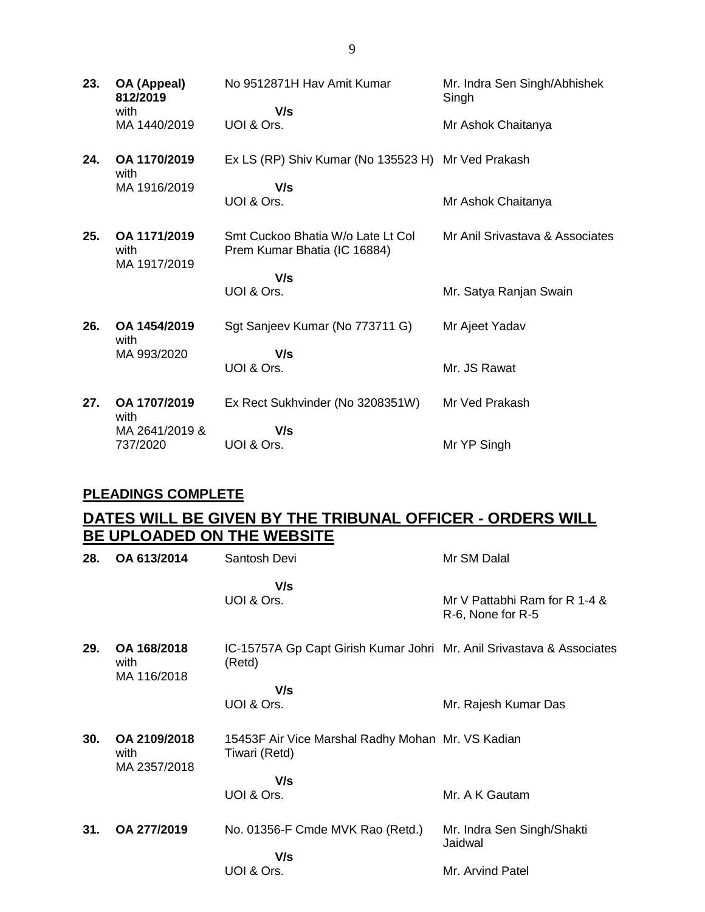| | | | |
|---|---|---|---|
| **23.** | **OA (Appeal) 812/2019** with MA 1440/2019 | No 9512871H Hav Amit Kumar<br>**V/s**<br>UOI & Ors. | Mr. Indra Sen Singh/Abhishek Singh<br><br>Mr Ashok Chaitanya |
| **24.** | **OA 1170/2019** with MA 1916/2019 | Ex LS (RP) Shiv Kumar (No 135523 H)<br>**V/s**<br>UOI & Ors. | Mr Ved Prakash<br><br>Mr Ashok Chaitanya |
| **25.** | **OA 1171/2019** with MA 1917/2019 | Smt Cuckoo Bhatia W/o Late Lt Col Prem Kumar Bhatia (IC 16884)<br>**V/s**<br>UOI & Ors. | Mr Anil Srivastava & Associates<br><br>Mr. Satya Ranjan Swain |
| **26.** | **OA 1454/2019** with MA 993/2020 | Sgt Sanjeev Kumar (No 773711 G)<br>**V/s**<br>UOI & Ors. | Mr Ajeet Yadav<br><br>Mr. JS Rawat |
| **27.** | **OA 1707/2019** with MA 2641/2019 & 737/2020 | Ex Rect Sukhvinder (No 3208351W)<br>**V/s**<br>UOI & Ors. | Mr Ved Prakash<br><br>Mr YP Singh |

## PLEADINGS COMPLETE

## DATES WILL BE GIVEN BY THE TRIBUNAL OFFICER - ORDERS WILL BE UPLOADED ON THE WEBSITE

| | | | |
|---|---|---|---|
| **28.** | **OA 613/2014** | Santosh Devi<br>**V/s**<br>UOI & Ors. | Mr SM Dalal<br><br>Mr V Pattabhi Ram for R 1-4 & R-6, None for R-5 |
| **29.** | **OA 168/2018** with MA 116/2018 | IC-15757A Gp Capt Girish Kumar Johri (Retd)<br>**V/s**<br>UOI & Ors. | Mr. Anil Srivastava & Associates<br><br>Mr. Rajesh Kumar Das |
| **30.** | **OA 2109/2018** with MA 2357/2018 | 15453F Air Vice Marshal Radhy Mohan Tiwari (Retd)<br>**V/s**<br>UOI & Ors. | Mr. VS Kadian<br><br>Mr. A K Gautam |
| **31.** | **OA 277/2019** | No. 01356-F Cmde MVK Rao (Retd.)<br>**V/s**<br>UOI & Ors. | Mr. Indra Sen Singh/Shakti Jaidwal<br><br>Mr. Arvind Patel |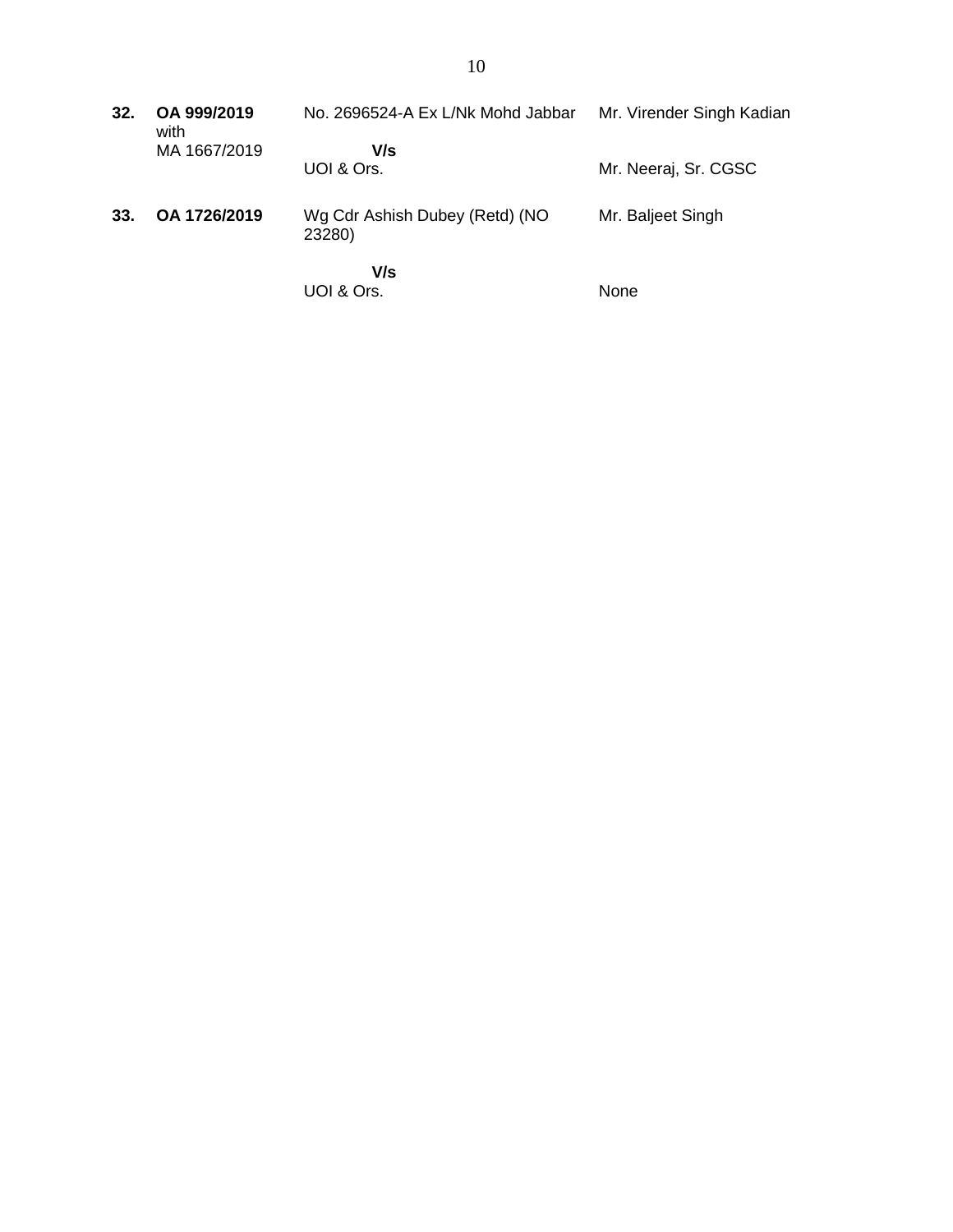| | | | |
|---|---|---|---|
| **32.** | **OA 999/2019** with MA 1667/2019 | No. 2696524-A Ex L/Nk Mohd Jabbar **V/s** UOI & Ors. | Mr. Virender Singh Kadian  Mr. Neeraj, Sr. CGSC |
| **33.** | **OA 1726/2019** | Wg Cdr Ashish Dubey (Retd) (NO 23280) **V/s** UOI & Ors. | Mr. Baljeet Singh  None |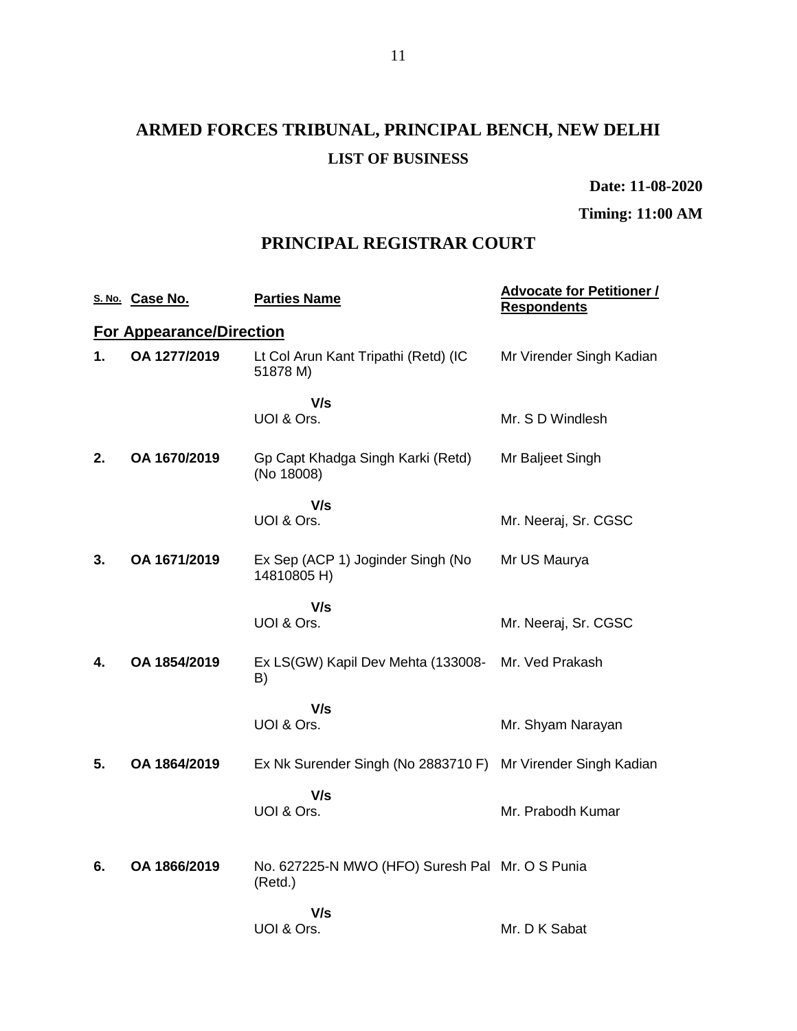# ARMED FORCES TRIBUNAL, PRINCIPAL BENCH, NEW DELHI

### LIST OF BUSINESS

**Date: 11-08-2020**

**Timing: 11:00 AM**

## PRINCIPAL REGISTRAR COURT

| S. No. | Case No. | Parties Name | Advocate for Petitioner / Respondents |
|---|---|---|---|
| **For Appearance/Direction** | | | |
| **1.** | **OA 1277/2019** | Lt Col Arun Kant Tripathi (Retd) (IC 51878 M) | Mr Virender Singh Kadian |
| | | **V/s** UOI & Ors. | Mr. S D Windlesh |
| **2.** | **OA 1670/2019** | Gp Capt Khadga Singh Karki (Retd) (No 18008) | Mr Baljeet Singh |
| | | **V/s** UOI & Ors. | Mr. Neeraj, Sr. CGSC |
| **3.** | **OA 1671/2019** | Ex Sep (ACP 1) Joginder Singh (No 14810805 H) | Mr US Maurya |
| | | **V/s** UOI & Ors. | Mr. Neeraj, Sr. CGSC |
| **4.** | **OA 1854/2019** | Ex LS(GW) Kapil Dev Mehta (133008-B) | Mr. Ved Prakash |
| | | **V/s** UOI & Ors. | Mr. Shyam Narayan |
| **5.** | **OA 1864/2019** | Ex Nk Surender Singh (No 2883710 F) | Mr Virender Singh Kadian |
| | | **V/s** UOI & Ors. | Mr. Prabodh Kumar |
| **6.** | **OA 1866/2019** | No. 627225-N MWO (HFO) Suresh Pal (Retd.) | Mr. O S Punia |
| | | **V/s** UOI & Ors. | Mr. D K Sabat |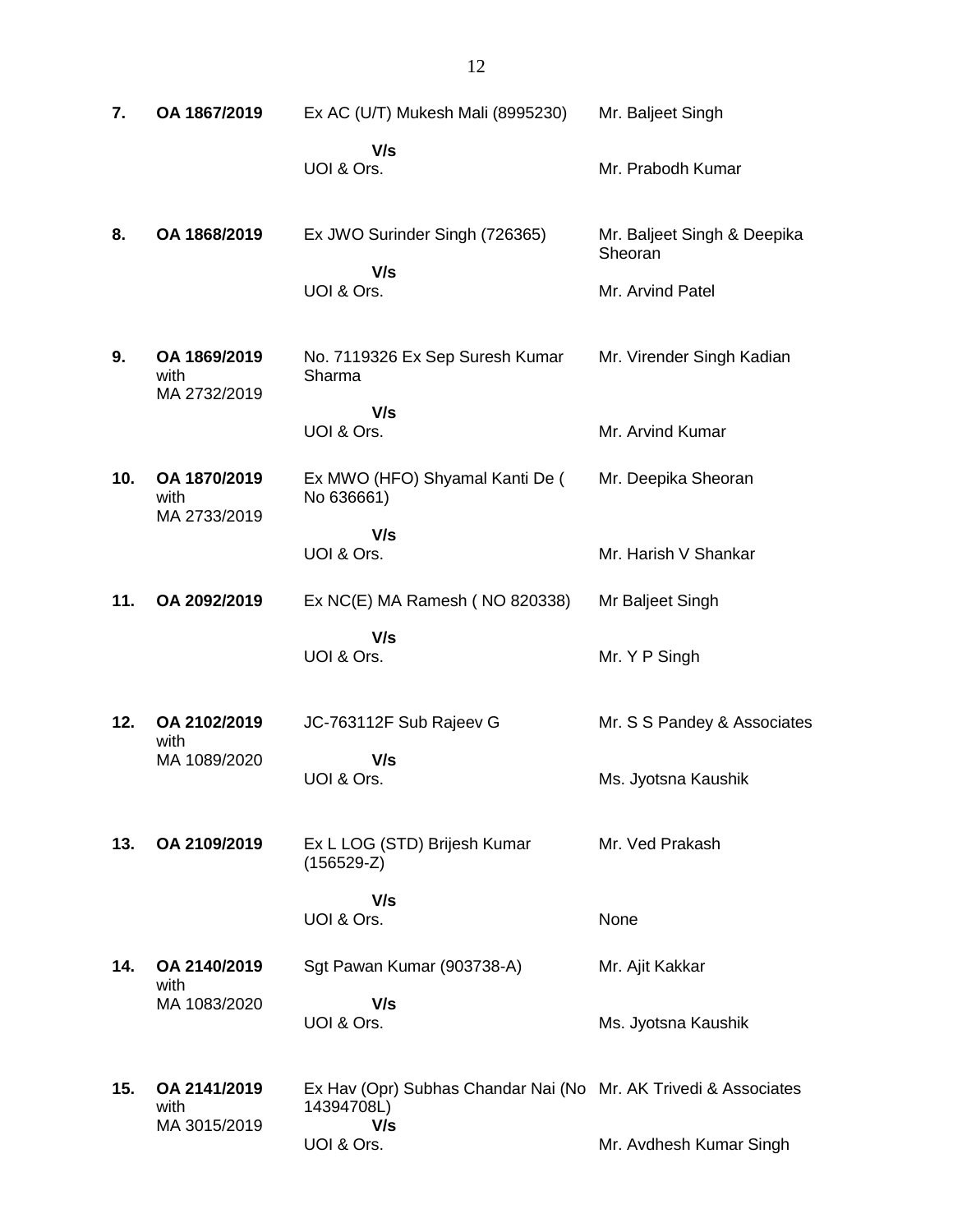| | | | |
|---|---|---|---|
| **7.** | **OA 1867/2019** | Ex AC (U/T) Mukesh Mali (8995230)<br>**V/s**<br>UOI & Ors. | Mr. Baljeet Singh<br><br>Mr. Prabodh Kumar |
| **8.** | **OA 1868/2019** | Ex JWO Surinder Singh (726365)<br>**V/s**<br>UOI & Ors. | Mr. Baljeet Singh & Deepika Sheoran<br><br>Mr. Arvind Patel |
| **9.** | **OA 1869/2019** with MA 2732/2019 | No. 7119326 Ex Sep Suresh Kumar Sharma<br>**V/s**<br>UOI & Ors. | Mr. Virender Singh Kadian<br><br>Mr. Arvind Kumar |
| **10.** | **OA 1870/2019** with MA 2733/2019 | Ex MWO (HFO) Shyamal Kanti De ( No 636661)<br>**V/s**<br>UOI & Ors. | Mr. Deepika Sheoran<br><br>Mr. Harish V Shankar |
| **11.** | **OA 2092/2019** | Ex NC(E) MA Ramesh ( NO 820338)<br>**V/s**<br>UOI & Ors. | Mr Baljeet Singh<br><br>Mr. Y P Singh |
| **12.** | **OA 2102/2019** with MA 1089/2020 | JC-763112F Sub Rajeev G<br>**V/s**<br>UOI & Ors. | Mr. S S Pandey & Associates<br><br>Ms. Jyotsna Kaushik |
| **13.** | **OA 2109/2019** | Ex L LOG (STD) Brijesh Kumar (156529-Z)<br>**V/s**<br>UOI & Ors. | Mr. Ved Prakash<br><br>None |
| **14.** | **OA 2140/2019** with MA 1083/2020 | Sgt Pawan Kumar (903738-A)<br>**V/s**<br>UOI & Ors. | Mr. Ajit Kakkar<br><br>Ms. Jyotsna Kaushik |
| **15.** | **OA 2141/2019** with MA 3015/2019 | Ex Hav (Opr) Subhas Chandar Nai (No 14394708L)<br>**V/s**<br>UOI & Ors. | Mr. AK Trivedi & Associates<br><br>Mr. Avdhesh Kumar Singh |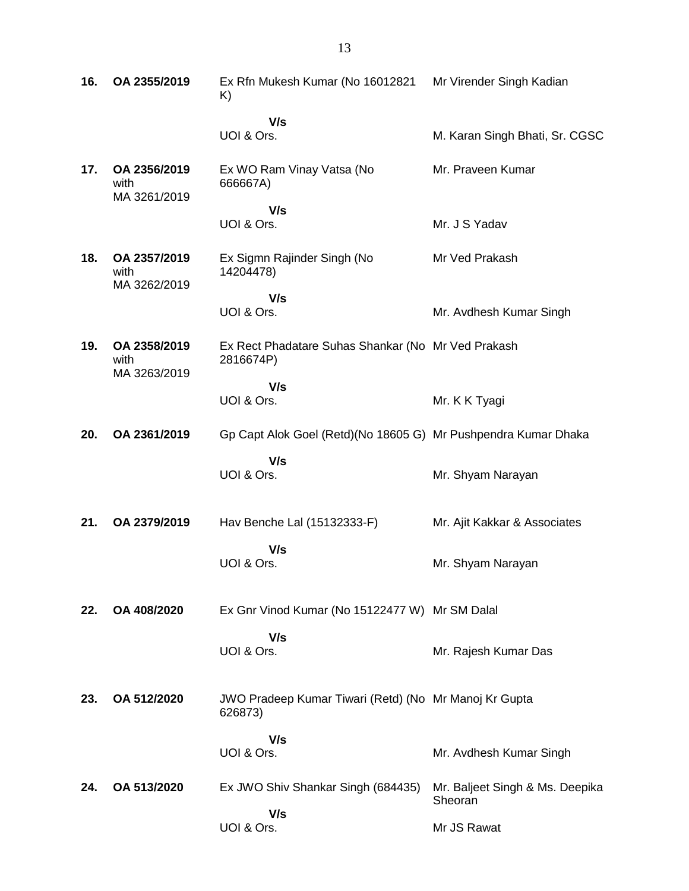| | | | |
|---|---|---|---|
| **16.** | **OA 2355/2019** | Ex Rfn Mukesh Kumar (No 16012821 K) | Mr Virender Singh Kadian |
| | | **V/s** | |
| | | UOI & Ors. | M. Karan Singh Bhati, Sr. CGSC |
| **17.** | **OA 2356/2019** with MA 3261/2019 | Ex WO Ram Vinay Vatsa (No 666667A) | Mr. Praveen Kumar |
| | | **V/s** | |
| | | UOI & Ors. | Mr. J S Yadav |
| **18.** | **OA 2357/2019** with MA 3262/2019 | Ex Sigmn Rajinder Singh (No 14204478) | Mr Ved Prakash |
| | | **V/s** | |
| | | UOI & Ors. | Mr. Avdhesh Kumar Singh |
| **19.** | **OA 2358/2019** with MA 3263/2019 | Ex Rect Phadatare Suhas Shankar (No 2816674P) | Mr Ved Prakash |
| | | **V/s** | |
| | | UOI & Ors. | Mr. K K Tyagi |
| **20.** | **OA 2361/2019** | Gp Capt Alok Goel (Retd)(No 18605 G) | Mr Pushpendra Kumar Dhaka |
| | | **V/s** | |
| | | UOI & Ors. | Mr. Shyam Narayan |
| **21.** | **OA 2379/2019** | Hav Benche Lal (15132333-F) | Mr. Ajit Kakkar & Associates |
| | | **V/s** | |
| | | UOI & Ors. | Mr. Shyam Narayan |
| **22.** | **OA 408/2020** | Ex Gnr Vinod Kumar (No 15122477 W) | Mr SM Dalal |
| | | **V/s** | |
| | | UOI & Ors. | Mr. Rajesh Kumar Das |
| **23.** | **OA 512/2020** | JWO Pradeep Kumar Tiwari (Retd) (No 626873) | Mr Manoj Kr Gupta |
| | | **V/s** | |
| | | UOI & Ors. | Mr. Avdhesh Kumar Singh |
| **24.** | **OA 513/2020** | Ex JWO Shiv Shankar Singh (684435) | Mr. Baljeet Singh & Ms. Deepika Sheoran |
| | | **V/s** | |
| | | UOI & Ors. | Mr JS Rawat |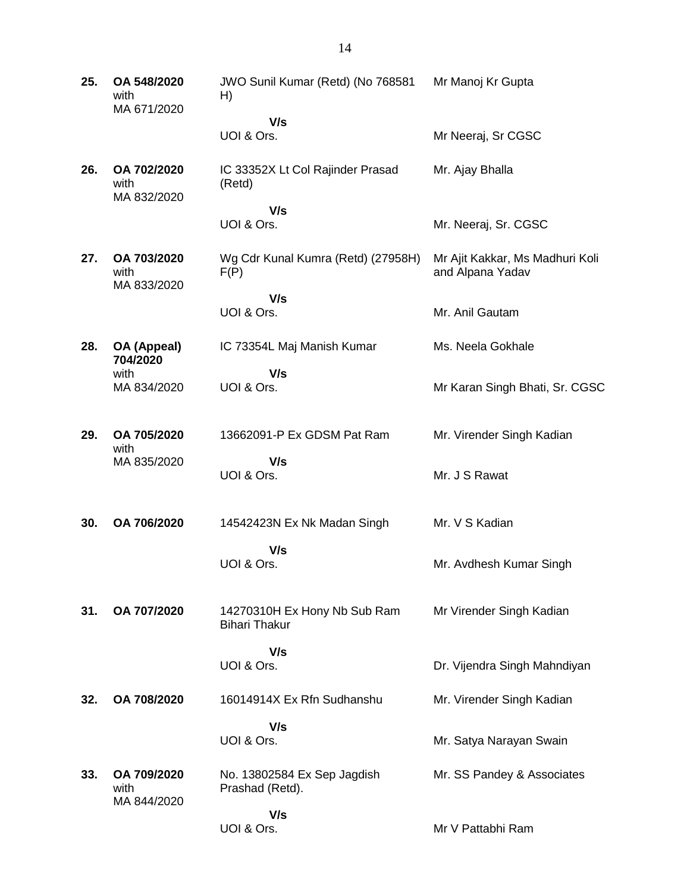| | | | |
|---|---|---|---|
| **25.** | **OA 548/2020** with MA 671/2020 | JWO Sunil Kumar (Retd) (No 768581 H) | Mr Manoj Kr Gupta |
| | | **V/s** UOI & Ors. | Mr Neeraj, Sr CGSC |
| **26.** | **OA 702/2020** with MA 832/2020 | IC 33352X Lt Col Rajinder Prasad (Retd) | Mr. Ajay Bhalla |
| | | **V/s** UOI & Ors. | Mr. Neeraj, Sr. CGSC |
| **27.** | **OA 703/2020** with MA 833/2020 | Wg Cdr Kunal Kumra (Retd) (27958H) F(P) | Mr Ajit Kakkar, Ms Madhuri Koli and Alpana Yadav |
| | | **V/s** UOI & Ors. | Mr. Anil Gautam |
| **28.** | **OA (Appeal) 704/2020** with MA 834/2020 | IC 73354L Maj Manish Kumar | Ms. Neela Gokhale |
| | | **V/s** UOI & Ors. | Mr Karan Singh Bhati, Sr. CGSC |
| **29.** | **OA 705/2020** with MA 835/2020 | 13662091-P Ex GDSM Pat Ram | Mr. Virender Singh Kadian |
| | | **V/s** UOI & Ors. | Mr. J S Rawat |
| **30.** | **OA 706/2020** | 14542423N Ex Nk Madan Singh | Mr. V S Kadian |
| | | **V/s** UOI & Ors. | Mr. Avdhesh Kumar Singh |
| **31.** | **OA 707/2020** | 14270310H Ex Hony Nb Sub Ram Bihari Thakur | Mr Virender Singh Kadian |
| | | **V/s** UOI & Ors. | Dr. Vijendra Singh Mahndiyan |
| **32.** | **OA 708/2020** | 16014914X Ex Rfn Sudhanshu | Mr. Virender Singh Kadian |
| | | **V/s** UOI & Ors. | Mr. Satya Narayan Swain |
| **33.** | **OA 709/2020** with MA 844/2020 | No. 13802584 Ex Sep Jagdish Prashad (Retd). | Mr. SS Pandey & Associates |
| | | **V/s** UOI & Ors. | Mr V Pattabhi Ram |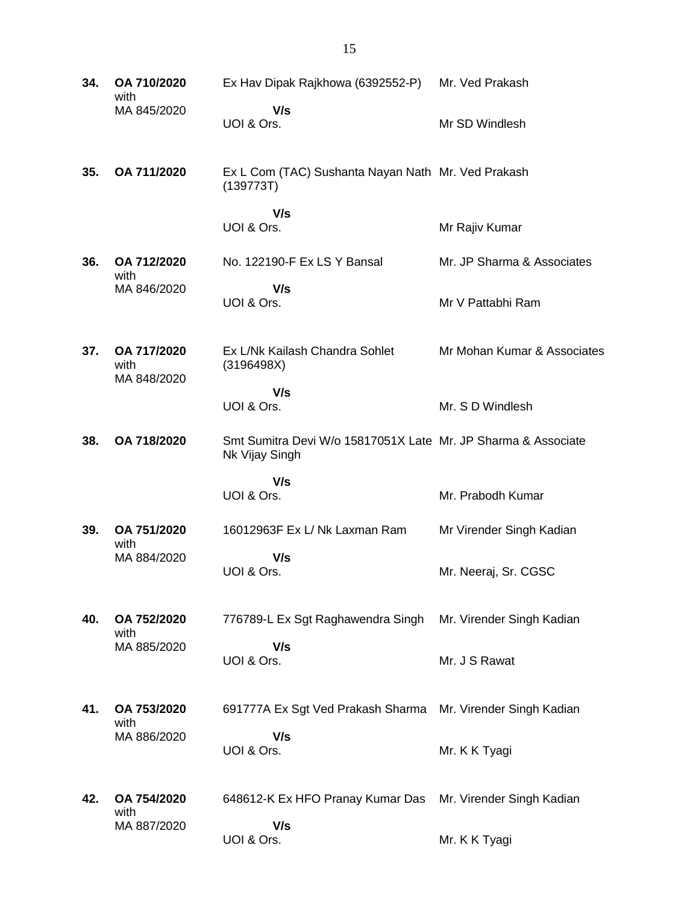| | | | |
|---|---|---|---|
| **34.** | **OA 710/2020** with MA 845/2020 | Ex Hav Dipak Rajkhowa (6392552-P) **V/s** UOI & Ors. | Mr. Ved Prakash<br><br>Mr SD Windlesh |
| **35.** | **OA 711/2020** | Ex L Com (TAC) Sushanta Nayan Nath (139773T) **V/s** UOI & Ors. | Mr. Ved Prakash<br><br>Mr Rajiv Kumar |
| **36.** | **OA 712/2020** with MA 846/2020 | No. 122190-F Ex LS Y Bansal **V/s** UOI & Ors. | Mr. JP Sharma & Associates<br><br>Mr V Pattabhi Ram |
| **37.** | **OA 717/2020** with MA 848/2020 | Ex L/Nk Kailash Chandra Sohlet (3196498X) **V/s** UOI & Ors. | Mr Mohan Kumar & Associates<br><br>Mr. S D Windlesh |
| **38.** | **OA 718/2020** | Smt Sumitra Devi W/o 15817051X Late Nk Vijay Singh **V/s** UOI & Ors. | Mr. JP Sharma & Associate<br><br>Mr. Prabodh Kumar |
| **39.** | **OA 751/2020** with MA 884/2020 | 16012963F Ex L/ Nk Laxman Ram **V/s** UOI & Ors. | Mr Virender Singh Kadian<br><br>Mr. Neeraj, Sr. CGSC |
| **40.** | **OA 752/2020** with MA 885/2020 | 776789-L Ex Sgt Raghawendra Singh **V/s** UOI & Ors. | Mr. Virender Singh Kadian<br><br>Mr. J S Rawat |
| **41.** | **OA 753/2020** with MA 886/2020 | 691777A Ex Sgt Ved Prakash Sharma **V/s** UOI & Ors. | Mr. Virender Singh Kadian<br><br>Mr. K K Tyagi |
| **42.** | **OA 754/2020** with MA 887/2020 | 648612-K Ex HFO Pranay Kumar Das **V/s** UOI & Ors. | Mr. Virender Singh Kadian<br><br>Mr. K K Tyagi |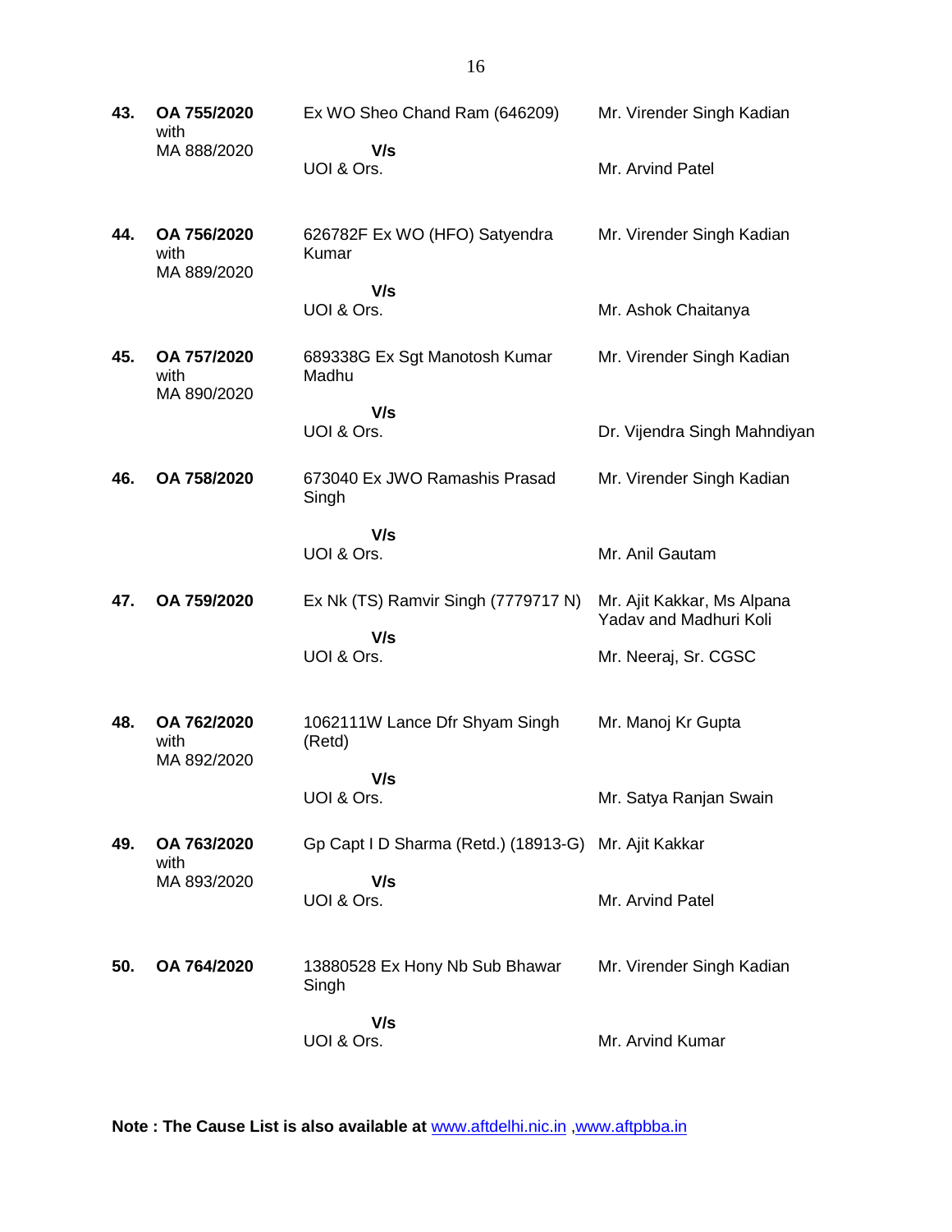| | | | |
|---|---|---|---|
| **43.** | **OA 755/2020** with MA 888/2020 | Ex WO Sheo Chand Ram (646209) **V/s** UOI & Ors. | Mr. Virender Singh Kadian<br><br>Mr. Arvind Patel |
| **44.** | **OA 756/2020** with MA 889/2020 | 626782F Ex WO (HFO) Satyendra Kumar **V/s** UOI & Ors. | Mr. Virender Singh Kadian<br><br>Mr. Ashok Chaitanya |
| **45.** | **OA 757/2020** with MA 890/2020 | 689338G Ex Sgt Manotosh Kumar Madhu **V/s** UOI & Ors. | Mr. Virender Singh Kadian<br><br>Dr. Vijendra Singh Mahndiyan |
| **46.** | **OA 758/2020** | 673040 Ex JWO Ramashis Prasad Singh **V/s** UOI & Ors. | Mr. Virender Singh Kadian<br><br>Mr. Anil Gautam |
| **47.** | **OA 759/2020** | Ex Nk (TS) Ramvir Singh (7779717 N) **V/s** UOI & Ors. | Mr. Ajit Kakkar, Ms Alpana Yadav and Madhuri Koli<br><br>Mr. Neeraj, Sr. CGSC |
| **48.** | **OA 762/2020** with MA 892/2020 | 1062111W Lance Dfr Shyam Singh (Retd) **V/s** UOI & Ors. | Mr. Manoj Kr Gupta<br><br>Mr. Satya Ranjan Swain |
| **49.** | **OA 763/2020** with MA 893/2020 | Gp Capt I D Sharma (Retd.) (18913-G) **V/s** UOI & Ors. | Mr. Ajit Kakkar<br><br>Mr. Arvind Patel |
| **50.** | **OA 764/2020** | 13880528 Ex Hony Nb Sub Bhawar Singh **V/s** UOI & Ors. | Mr. Virender Singh Kadian<br><br>Mr. Arvind Kumar |

**Note : The Cause List is also available at** www.aftdelhi.nic.in ,www.aftpbba.in